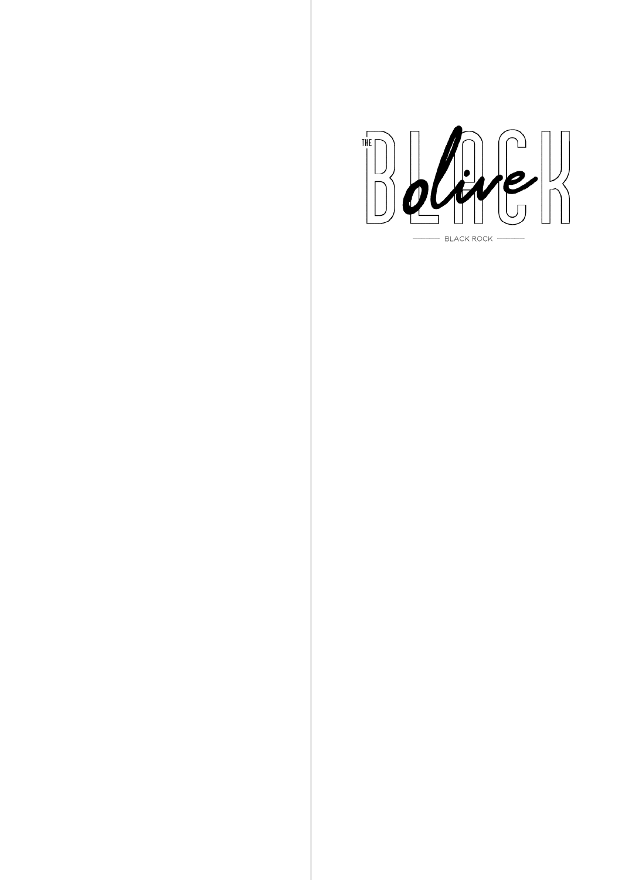THE BLACK olive

BLACK ROCK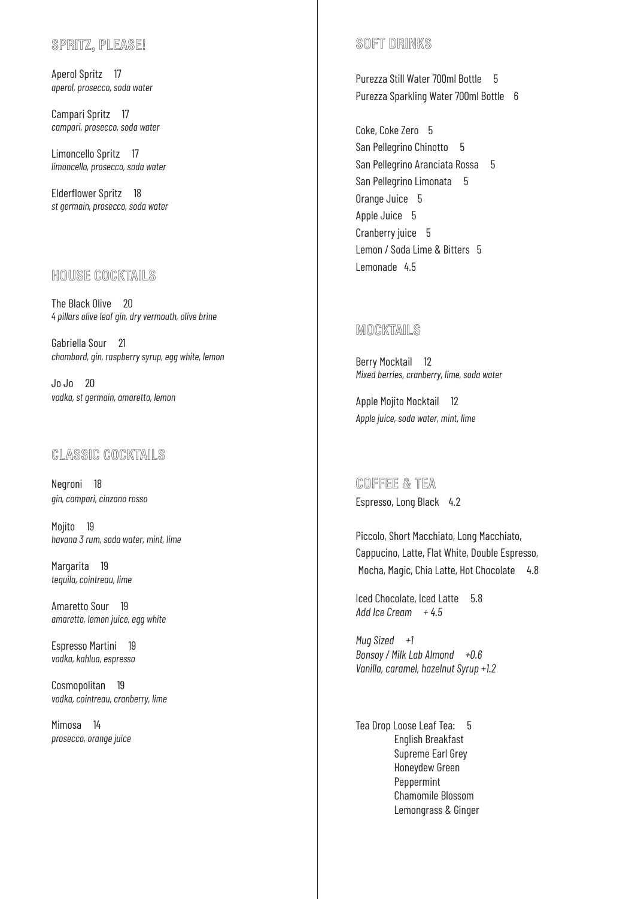## SPRITZ, PLEASE!

Aperol Spritz 17
*aperol, prosecco, soda water*

Campari Spritz 17
*campari, prosecco, soda water*

Limoncello Spritz 17
*limoncello, prosecco, soda water*

Elderflower Spritz 18
*st germain, prosecco, soda water*

## HOUSE COCKTAILS

The Black Olive 20
*4 pillars olive leaf gin, dry vermouth, olive brine*

Gabriella Sour 21
*chambord, gin, raspberry syrup, egg white, lemon*

Jo Jo 20
*vodka, st germain, amaretto, lemon*

## CLASSIC COCKTAILS

Negroni 18
*gin, campari, cinzano rosso*

Mojito 19
*havana 3 rum, soda water, mint, lime*

Margarita 19
*tequila, cointreau, lime*

Amaretto Sour 19
*amaretto, lemon juice, egg white*

Espresso Martini 19
*vodka, kahlua, espresso*

Cosmopolitan 19
*vodka, cointreau, cranberry, lime*

Mimosa 14
*prosecco, orange juice*

## SOFT DRINKS

Purezza Still Water 700ml Bottle 5
Purezza Sparkling Water 700ml Bottle 6

Coke, Coke Zero 5
San Pellegrino Chinotto 5
San Pellegrino Aranciata Rossa 5
San Pellegrino Limonata 5
Orange Juice 5
Apple Juice 5
Cranberry juice 5
Lemon / Soda Lime & Bitters 5
Lemonade 4.5

## MOCKTAILS

Berry Mocktail 12
*Mixed berries, cranberry, lime, soda water*

Apple Mojito Mocktail 12
*Apple juice, soda water, mint, lime*

## COFFEE & TEA

Espresso, Long Black 4.2

Piccolo, Short Macchiato, Long Macchiato, Cappucino, Latte, Flat White, Double Espresso, Mocha, Magic, Chia Latte, Hot Chocolate 4.8

Iced Chocolate, Iced Latte 5.8
*Add Ice Cream + 4.5*

*Mug Sized +1*
*Bonsoy / Milk Lab Almond +0.6*
*Vanilla, caramel, hazelnut Syrup +1.2*

Tea Drop Loose Leaf Tea: 5
- English Breakfast
- Supreme Earl Grey
- Honeydew Green
- Peppermint
- Chamomile Blossom
- Lemongrass & Ginger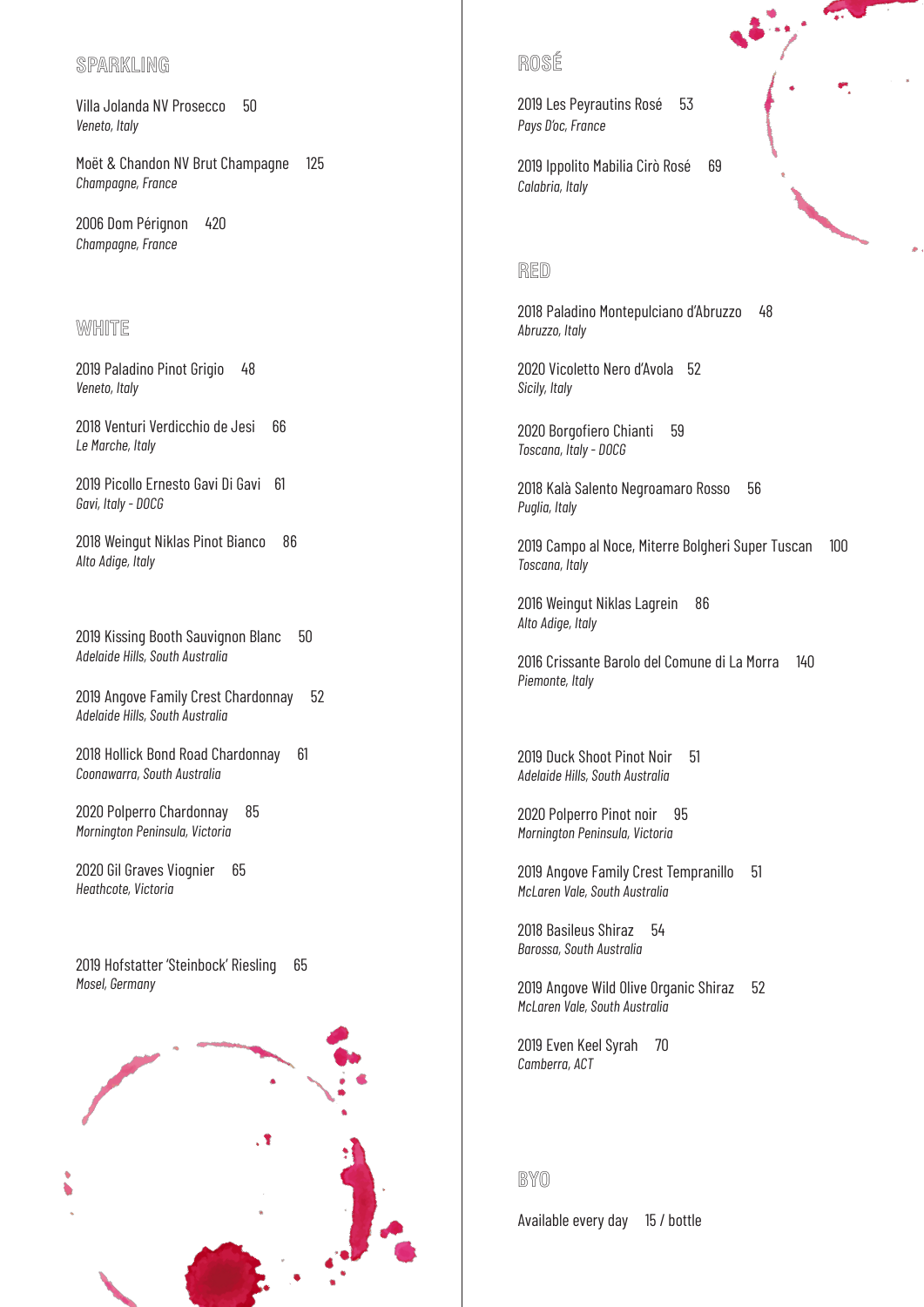## SPARKLING

Villa Jolanda NV Prosecco 50
*Veneto, Italy*

Moët & Chandon NV Brut Champagne 125
*Champagne, France*

2006 Dom Pérignon 420
*Champagne, France*

## WHITE

2019 Paladino Pinot Grigio 48
*Veneto, Italy*

2018 Venturi Verdicchio de Jesi 66
*Le Marche, Italy*

2019 Picollo Ernesto Gavi Di Gavi 61
*Gavi, Italy - DOCG*

2018 Weingut Niklas Pinot Bianco 86
*Alto Adige, Italy*

2019 Kissing Booth Sauvignon Blanc 50
*Adelaide Hills, South Australia*

2019 Angove Family Crest Chardonnay 52
*Adelaide Hills, South Australia*

2018 Hollick Bond Road Chardonnay 61
*Coonawarra, South Australia*

2020 Polperro Chardonnay 85
*Mornington Peninsula, Victoria*

2020 Gil Graves Viognier 65
*Heathcote, Victoria*

2019 Hofstatter 'Steinbock' Riesling 65
*Mosel, Germany*

## ROSÉ

2019 Les Peyrautins Rosé 53
*Pays D'oc, France*

2019 Ippolito Mabilia Cirò Rosé 69
*Calabria, Italy*

## RED

2018 Paladino Montepulciano d'Abruzzo 48
*Abruzzo, Italy*

2020 Vicoletto Nero d'Avola 52
*Sicily, Italy*

2020 Borgofiero Chianti 59
*Toscana, Italy - DOCG*

2018 Kalà Salento Negroamaro Rosso 56
*Puglia, Italy*

2019 Campo al Noce, Miterre Bolgheri Super Tuscan 100
*Toscana, Italy*

2016 Weingut Niklas Lagrein 86
*Alto Adige, Italy*

2016 Crissante Barolo del Comune di La Morra 140
*Piemonte, Italy*

2019 Duck Shoot Pinot Noir 51
*Adelaide Hills, South Australia*

2020 Polperro Pinot noir 95
*Mornington Peninsula, Victoria*

2019 Angove Family Crest Tempranillo 51
*McLaren Vale, South Australia*

2018 Basileus Shiraz 54
*Barossa, South Australia*

2019 Angove Wild Olive Organic Shiraz 52
*McLaren Vale, South Australia*

2019 Even Keel Syrah 70
*Camberra, ACT*

## BYO

Available every day 15 / bottle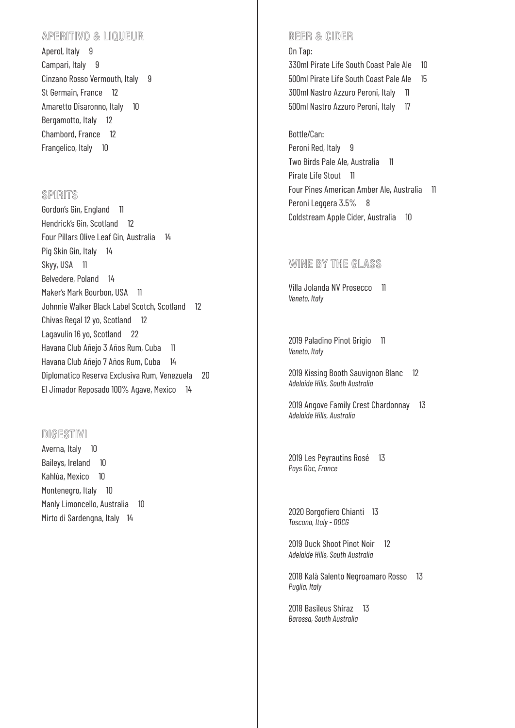## APERITIVO & LIQUEUR

Aperol, Italy 9
Campari, Italy 9
Cinzano Rosso Vermouth, Italy 9
St Germain, France 12
Amaretto Disaronno, Italy 10
Bergamotto, Italy 12
Chambord, France 12
Frangelico, Italy 10

## SPIRITS

Gordon's Gin, England 11
Hendrick's Gin, Scotland 12
Four Pillars Olive Leaf Gin, Australia 14
Pig Skin Gin, Italy 14
Skyy, USA 11
Belvedere, Poland 14
Maker's Mark Bourbon, USA 11
Johnnie Walker Black Label Scotch, Scotland 12
Chivas Regal 12 yo, Scotland 12
Lagavulin 16 yo, Scotland 22
Havana Club Añejo 3 Años Rum, Cuba 11
Havana Club Añejo 7 Años Rum, Cuba 14
Diplomatico Reserva Exclusiva Rum, Venezuela 20
El Jimador Reposado 100% Agave, Mexico 14

## DIGESTIVI

Averna, Italy 10
Baileys, Ireland 10
Kahlúa, Mexico 10
Montenegro, Italy 10
Manly Limoncello, Australia 10
Mirto di Sardengna, Italy 14

## BEER & CIDER

On Tap:
330ml Pirate Life South Coast Pale Ale 10
500ml Pirate Life South Coast Pale Ale 15
300ml Nastro Azzuro Peroni, Italy 11
500ml Nastro Azzuro Peroni, Italy 17

Bottle/Can:
Peroni Red, Italy 9
Two Birds Pale Ale, Australia 11
Pirate Life Stout 11
Four Pines American Amber Ale, Australia 11
Peroni Leggera 3.5% 8
Coldstream Apple Cider, Australia 10

## WINE BY THE GLASS

Villa Jolanda NV Prosecco 11
*Veneto, Italy*

2019 Paladino Pinot Grigio 11
*Veneto, Italy*

2019 Kissing Booth Sauvignon Blanc 12
*Adelaide Hills, South Australia*

2019 Angove Family Crest Chardonnay 13
*Adelaide Hills, Australia*

2019 Les Peyrautins Rosé 13
*Pays D'oc, France*

2020 Borgofiero Chianti 13
*Toscana, Italy - DOCG*

2019 Duck Shoot Pinot Noir 12
*Adelaide Hills, South Australia*

2018 Kalà Salento Negroamaro Rosso 13
*Puglia, Italy*

2018 Basileus Shiraz 13
*Barossa, South Australia*